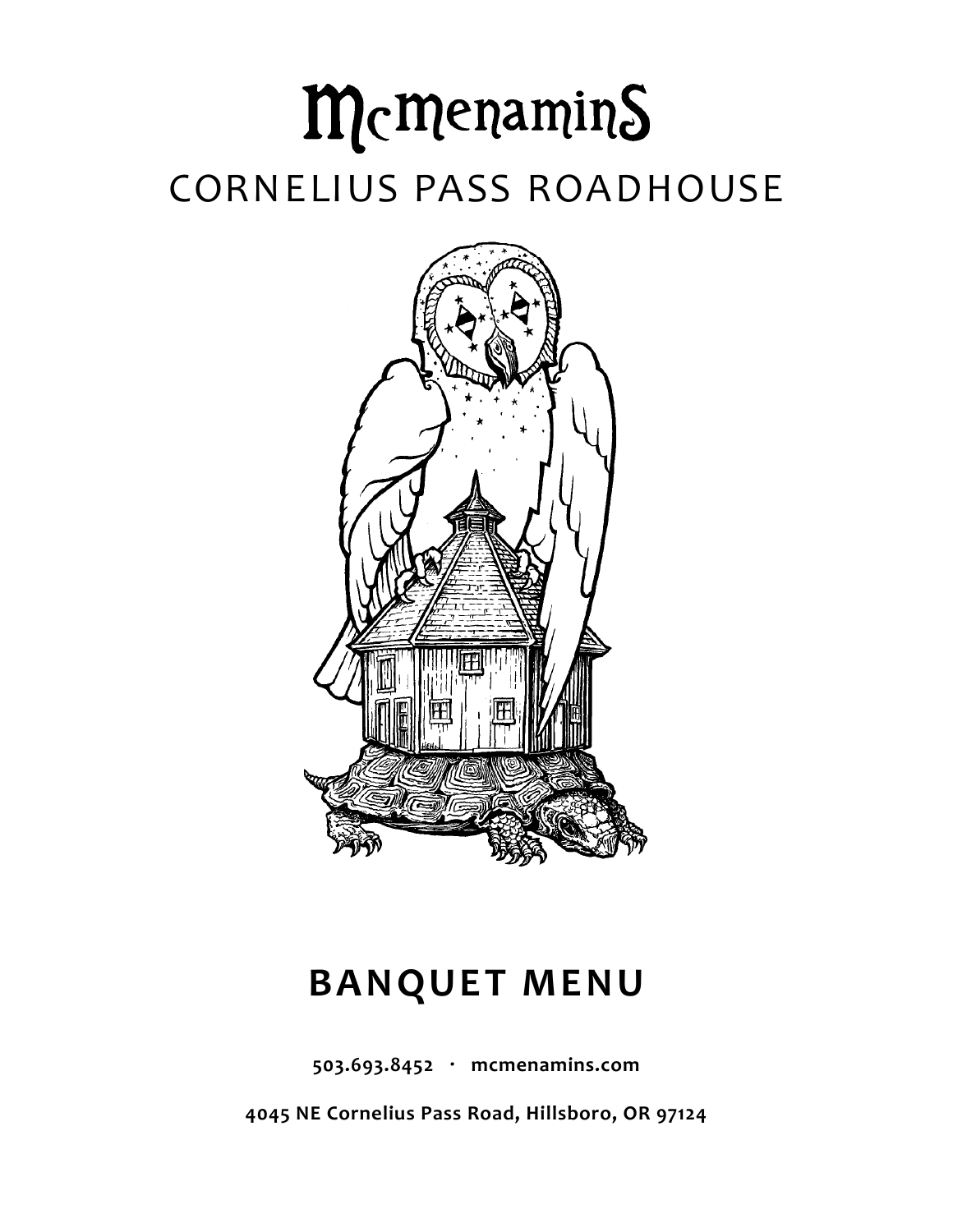# McMenamins

## CORNELIUS PASS ROADHOUSE

# BANQUET MENU

**503.693.8452 · mcmenamins.com**

**4045 NE Cornelius Pass Road, Hillsboro, OR 97124**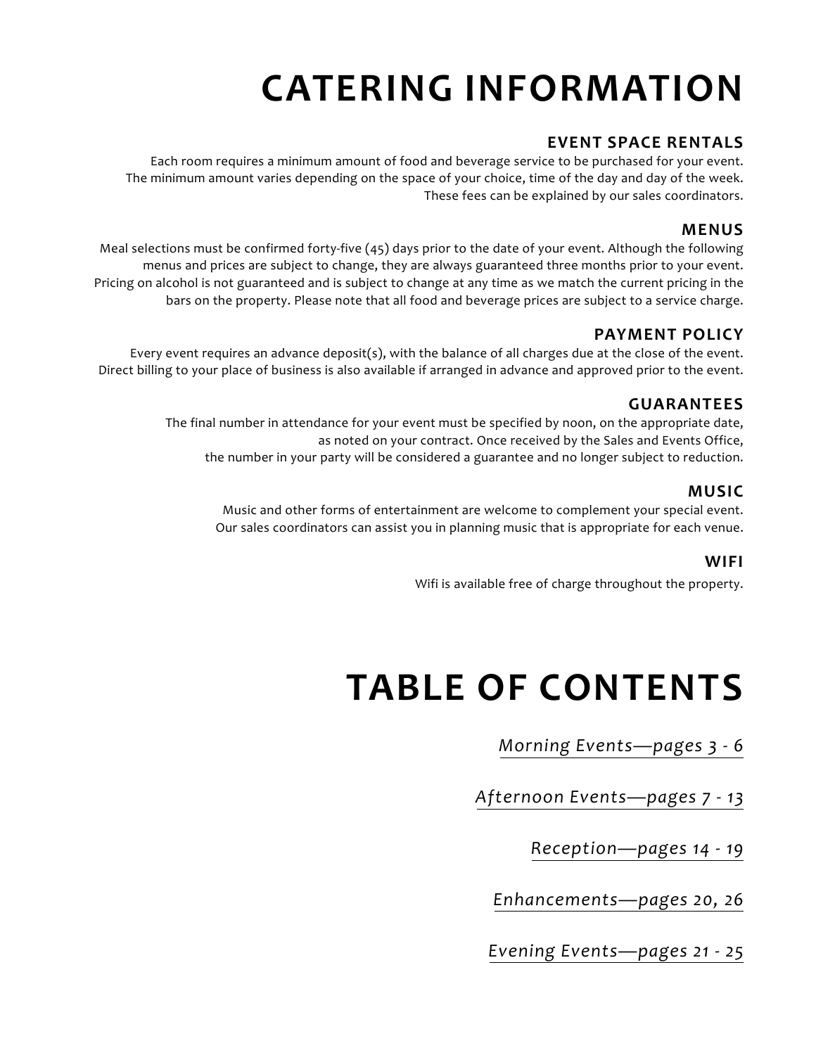# CATERING INFORMATION

### EVENT SPACE RENTALS

Each room requires a minimum amount of food and beverage service to be purchased for your event.
The minimum amount varies depending on the space of your choice, time of the day and day of the week.
These fees can be explained by our sales coordinators.

### MENUS

Meal selections must be confirmed forty-five (45) days prior to the date of your event. Although the following menus and prices are subject to change, they are always guaranteed three months prior to your event. Pricing on alcohol is not guaranteed and is subject to change at any time as we match the current pricing in the bars on the property. Please note that all food and beverage prices are subject to a service charge.

### PAYMENT POLICY

Every event requires an advance deposit(s), with the balance of all charges due at the close of the event.
Direct billing to your place of business is also available if arranged in advance and approved prior to the event.

### GUARANTEES

The final number in attendance for your event must be specified by noon, on the appropriate date, as noted on your contract. Once received by the Sales and Events Office, the number in your party will be considered a guarantee and no longer subject to reduction.

### MUSIC

Music and other forms of entertainment are welcome to complement your special event.
Our sales coordinators can assist you in planning music that is appropriate for each venue.

### WIFI

Wifi is available free of charge throughout the property.

# TABLE OF CONTENTS

*Morning Events—pages 3 - 6*

*Afternoon Events—pages 7 - 13*

*Reception—pages 14 - 19*

*Enhancements—pages 20, 26*

*Evening Events—pages 21 - 25*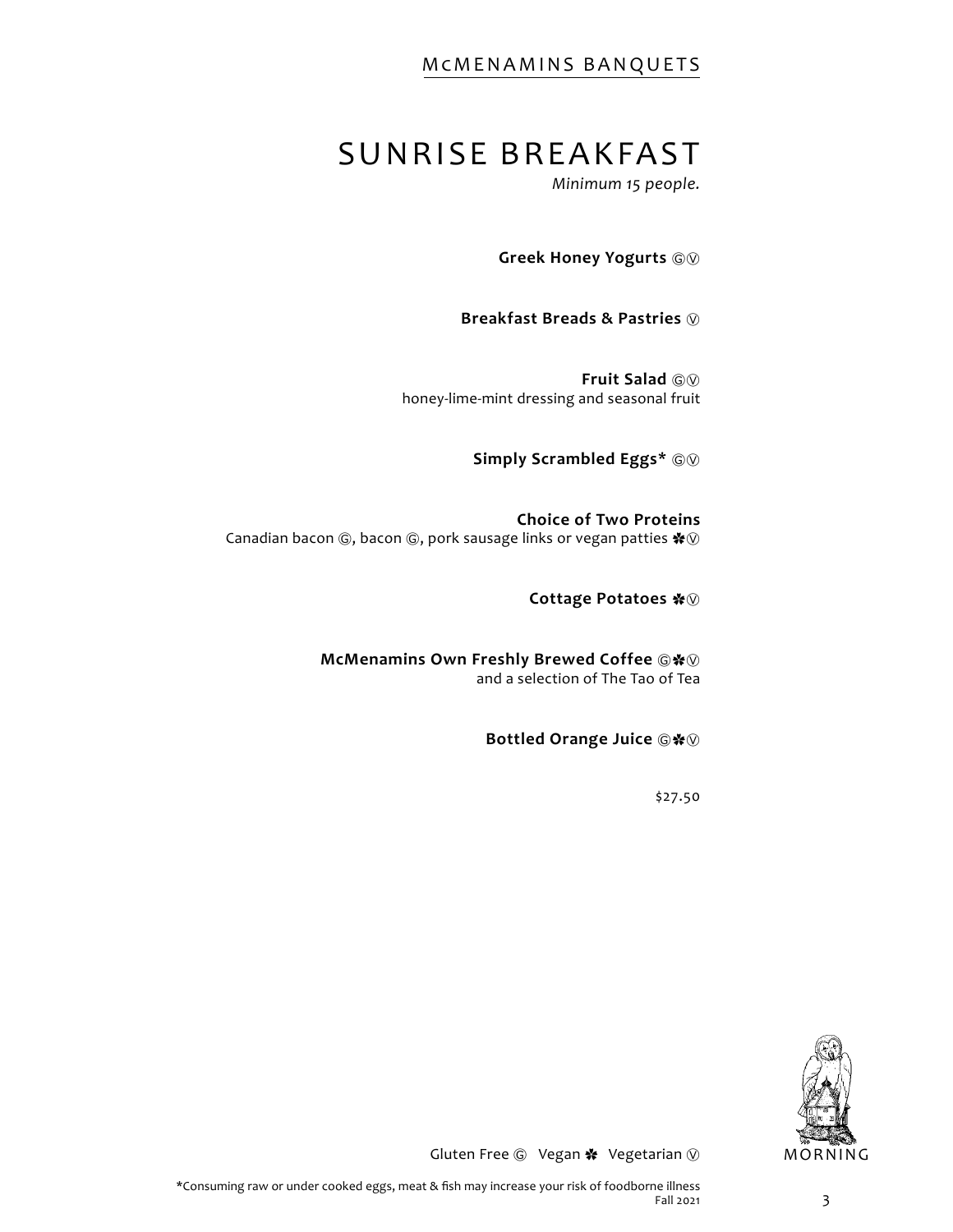# SUNRISE BREAKFAST

*Minimum 15 people.*

**Greek Honey Yogurts** Ⓖⓥ

**Breakfast Breads & Pastries** ⓥ

**Fruit Salad** Ⓖⓥ
honey-lime-mint dressing and seasonal fruit

**Simply Scrambled Eggs*** Ⓖⓥ

**Choice of Two Proteins**
Canadian bacon Ⓖ, bacon Ⓖ, pork sausage links or vegan patties ✽ⓥ

**Cottage Potatoes** ✽ⓥ

**McMenamins Own Freshly Brewed Coffee** Ⓖ✽ⓥ
and a selection of The Tao of Tea

**Bottled Orange Juice** Ⓖ✽ⓥ

$27.50

Gluten Free Ⓖ Vegan ✽ Vegetarian ⓥ

*Consuming raw or under cooked eggs, meat & fish may increase your risk of foodborne illness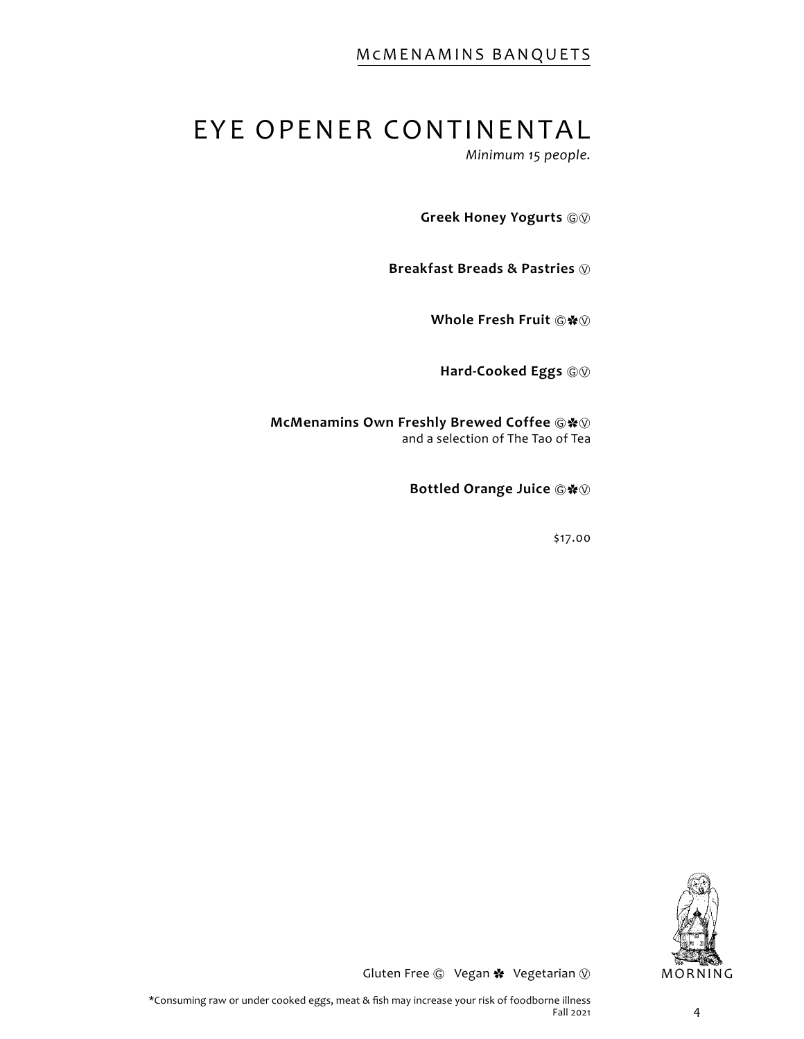# EYE OPENER CONTINENTAL

*Minimum 15 people.*

**Greek Honey Yogurts** Ⓖ Ⓥ

**Breakfast Breads & Pastries** Ⓥ

**Whole Fresh Fruit** Ⓖ ✽ Ⓥ

**Hard-Cooked Eggs** Ⓖ Ⓥ

**McMenamins Own Freshly Brewed Coffee** Ⓖ ✽ Ⓥ
and a selection of The Tao of Tea

**Bottled Orange Juice** Ⓖ ✽ Ⓥ

$17.00

Gluten Free Ⓖ Vegan ✽ Vegetarian Ⓥ

*Consuming raw or under cooked eggs, meat & fish may increase your risk of foodborne illness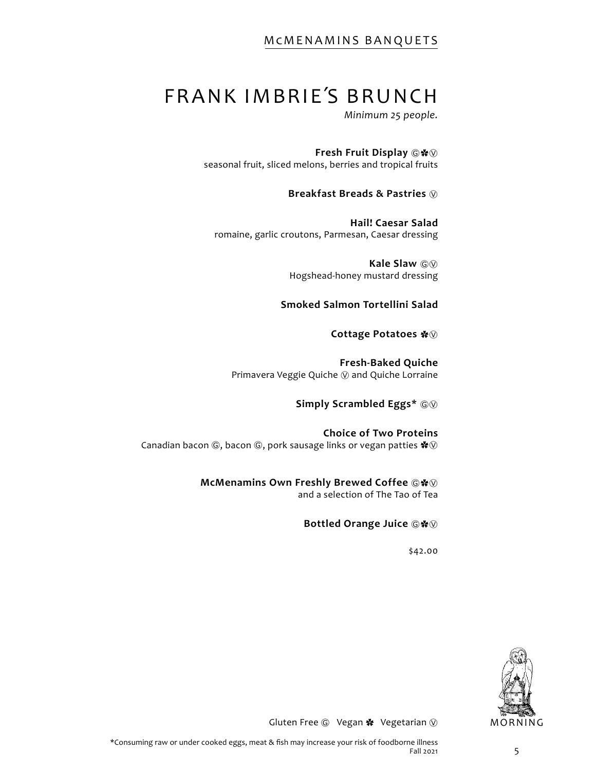# FRANK IMBRIE'S BRUNCH

*Minimum 25 people.*

**Fresh Fruit Display** Ⓖ✽Ⓥ
seasonal fruit, sliced melons, berries and tropical fruits

**Breakfast Breads & Pastries** Ⓥ

**Hail! Caesar Salad**
romaine, garlic croutons, Parmesan, Caesar dressing

**Kale Slaw** ⒼⓋ
Hogshead-honey mustard dressing

**Smoked Salmon Tortellini Salad**

**Cottage Potatoes** ✽Ⓥ

**Fresh-Baked Quiche**
Primavera Veggie Quiche Ⓥ and Quiche Lorraine

**Simply Scrambled Eggs*** ⒼⓋ

**Choice of Two Proteins**
Canadian bacon Ⓖ, bacon Ⓖ, pork sausage links or vegan patties ✽Ⓥ

**McMenamins Own Freshly Brewed Coffee** Ⓖ✽Ⓥ
and a selection of The Tao of Tea

**Bottled Orange Juice** Ⓖ✽Ⓥ

$42.00

MORNING

Gluten Free Ⓖ Vegan ✽ Vegetarian Ⓥ

*Consuming raw or under cooked eggs, meat & fish may increase your risk of foodborne illness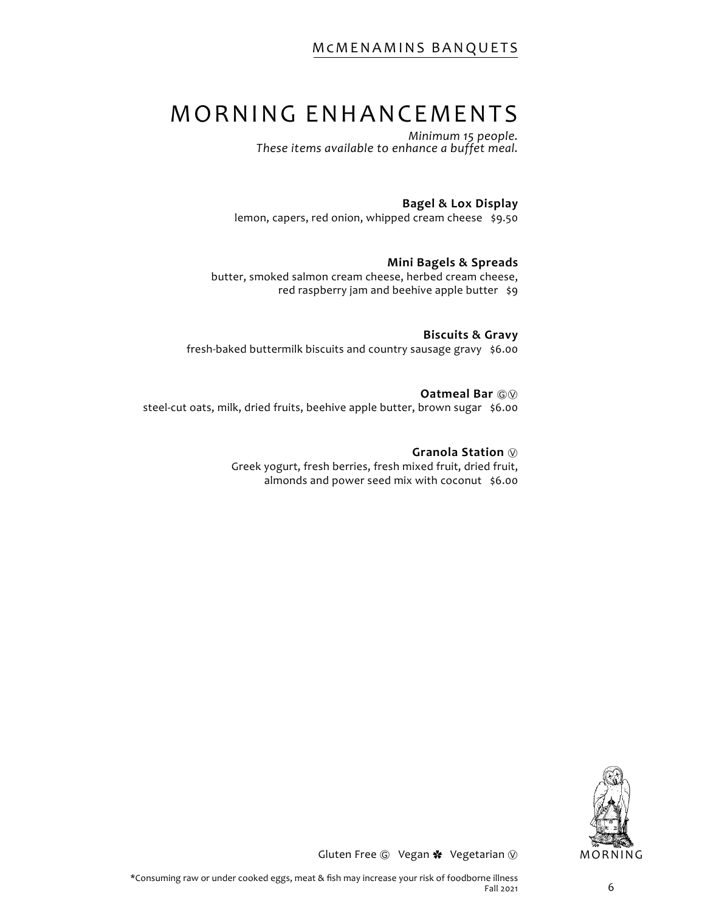# MORNING ENHANCEMENTS

*Minimum 15 people.*
*These items available to enhance a buffet meal.*

**Bagel & Lox Display**
lemon, capers, red onion, whipped cream cheese $9.50

**Mini Bagels & Spreads**
butter, smoked salmon cream cheese, herbed cream cheese, red raspberry jam and beehive apple butter $9

**Biscuits & Gravy**
fresh-baked buttermilk biscuits and country sausage gravy $6.00

**Oatmeal Bar** Ⓖ Ⓥ
steel-cut oats, milk, dried fruits, beehive apple butter, brown sugar $6.00

**Granola Station** Ⓥ
Greek yogurt, fresh berries, fresh mixed fruit, dried fruit, almonds and power seed mix with coconut $6.00

Gluten Free Ⓖ Vegan ✽ Vegetarian Ⓥ

MORNING

*Consuming raw or under cooked eggs, meat & fish may increase your risk of foodborne illness

Fall 2021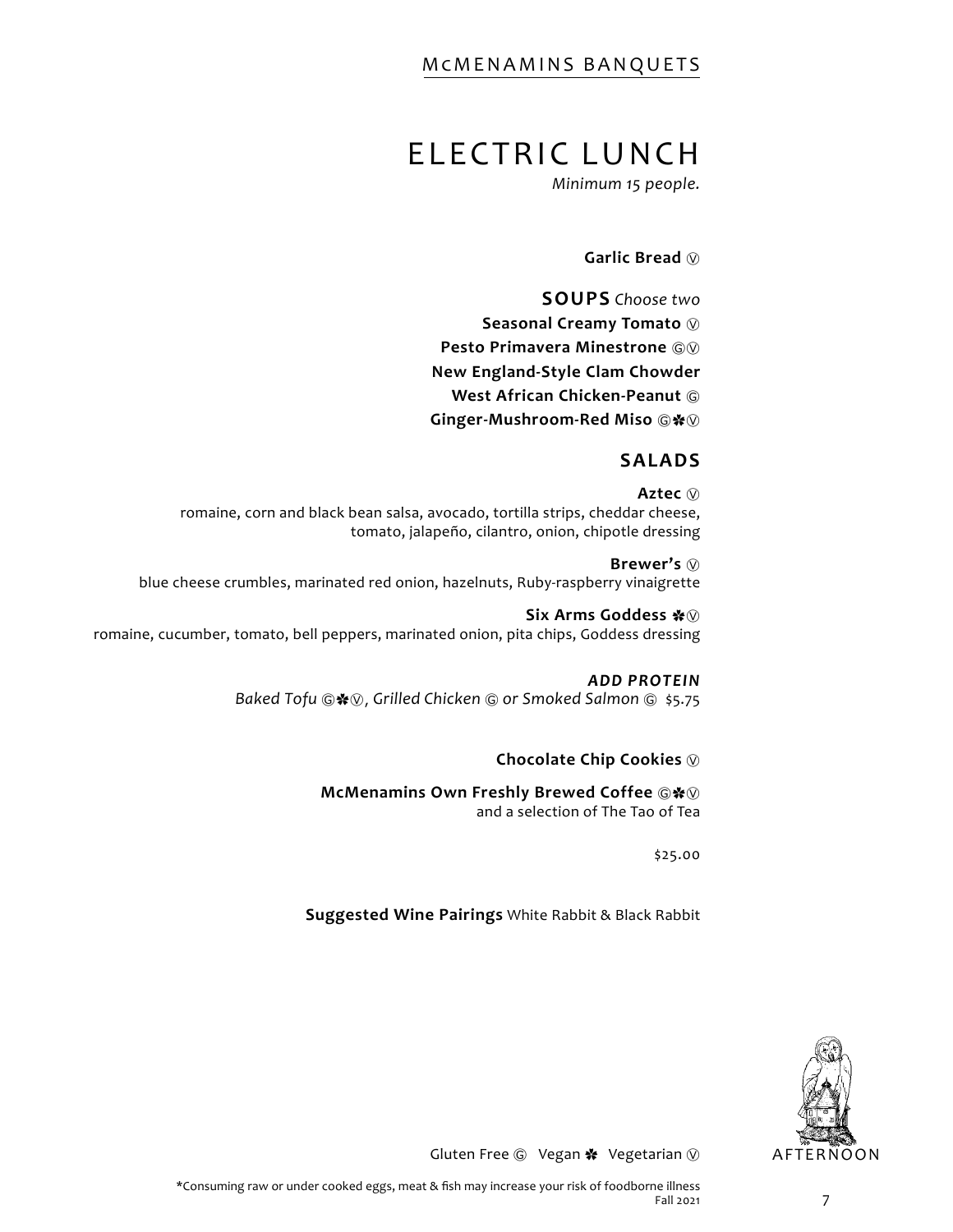# ELECTRIC LUNCH

*Minimum 15 people.*

**Garlic Bread** Ⓥ

## SOUPS *Choose two*

**Seasonal Creamy Tomato** Ⓥ

**Pesto Primavera Minestrone** ⒼⓋ

**New England-Style Clam Chowder**

**West African Chicken-Peanut** Ⓖ

**Ginger-Mushroom-Red Miso** Ⓖ✽Ⓥ

## SALADS

**Aztec** Ⓥ
romaine, corn and black bean salsa, avocado, tortilla strips, cheddar cheese, tomato, jalapeño, cilantro, onion, chipotle dressing

**Brewer's** Ⓥ
blue cheese crumbles, marinated red onion, hazelnuts, Ruby-raspberry vinaigrette

**Six Arms Goddess** ✽Ⓥ
romaine, cucumber, tomato, bell peppers, marinated onion, pita chips, Goddess dressing

***ADD PROTEIN***
*Baked Tofu Ⓖ✽Ⓥ, Grilled Chicken Ⓖ or Smoked Salmon Ⓖ* $5.75

**Chocolate Chip Cookies** Ⓥ

**McMenamins Own Freshly Brewed Coffee** Ⓖ✽Ⓥ
and a selection of The Tao of Tea

$25.00

**Suggested Wine Pairings** White Rabbit & Black Rabbit

Gluten Free Ⓖ Vegan ✽ Vegetarian Ⓥ

AFTERNOON

*Consuming raw or under cooked eggs, meat & fish may increase your risk of foodborne illness
Fall 2021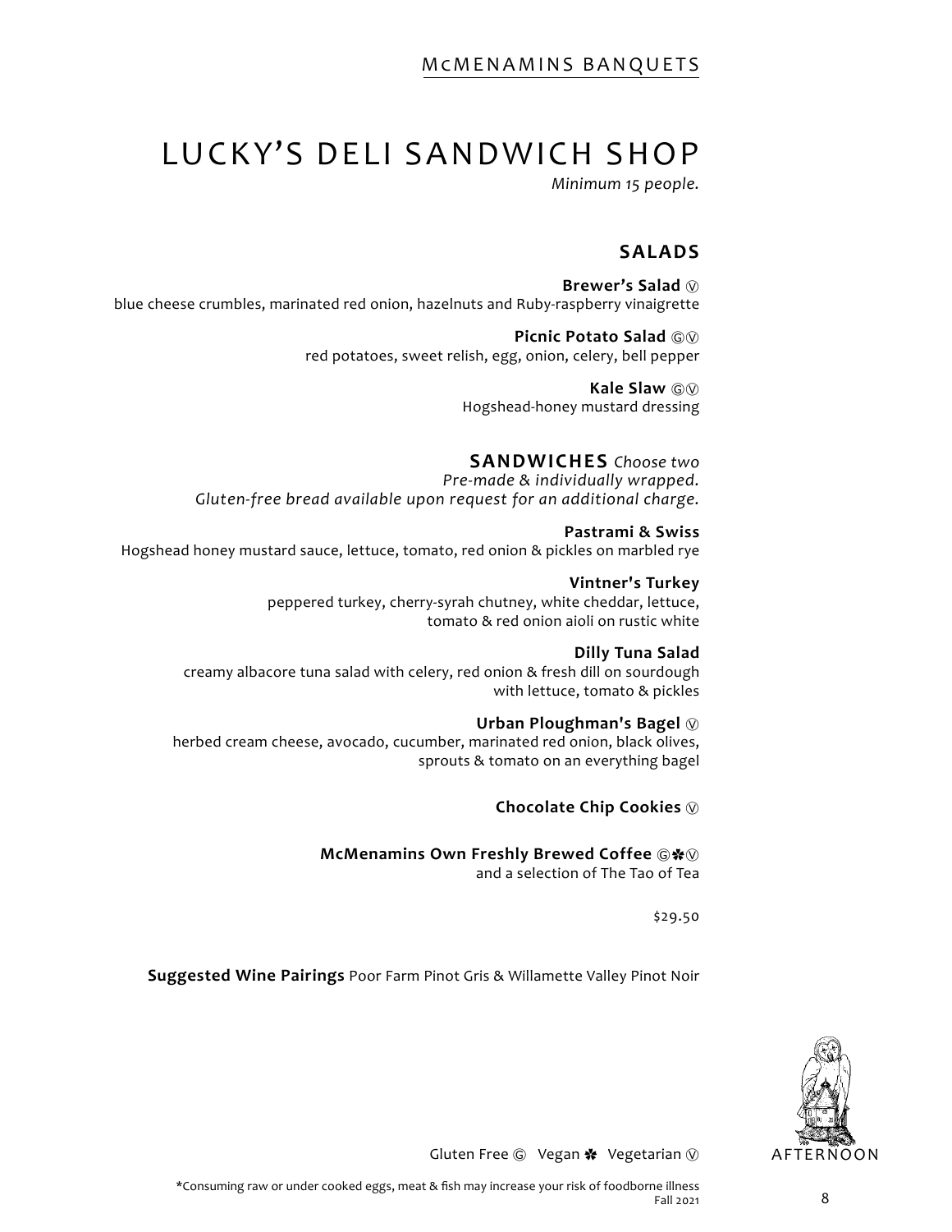# LUCKY'S DELI SANDWICH SHOP

*Minimum 15 people.*

## SALADS

**Brewer's Salad** Ⓥ
blue cheese crumbles, marinated red onion, hazelnuts and Ruby-raspberry vinaigrette

**Picnic Potato Salad** ⒼⓋ
red potatoes, sweet relish, egg, onion, celery, bell pepper

**Kale Slaw** ⒼⓋ
Hogshead-honey mustard dressing

## SANDWICHES *Choose two*

*Pre-made & individually wrapped.*
*Gluten-free bread available upon request for an additional charge.*

**Pastrami & Swiss**
Hogshead honey mustard sauce, lettuce, tomato, red onion & pickles on marbled rye

**Vintner's Turkey**
peppered turkey, cherry-syrah chutney, white cheddar, lettuce, tomato & red onion aioli on rustic white

**Dilly Tuna Salad**
creamy albacore tuna salad with celery, red onion & fresh dill on sourdough with lettuce, tomato & pickles

**Urban Ploughman's Bagel** Ⓥ
herbed cream cheese, avocado, cucumber, marinated red onion, black olives, sprouts & tomato on an everything bagel

**Chocolate Chip Cookies** Ⓥ

**McMenamins Own Freshly Brewed Coffee** Ⓖ✽Ⓥ
and a selection of The Tao of Tea

$29.50

**Suggested Wine Pairings** Poor Farm Pinot Gris & Willamette Valley Pinot Noir

AFTERNOON

Gluten Free Ⓖ Vegan ✽ Vegetarian Ⓥ

*Consuming raw or under cooked eggs, meat & fish may increase your risk of foodborne illness

Fall 2021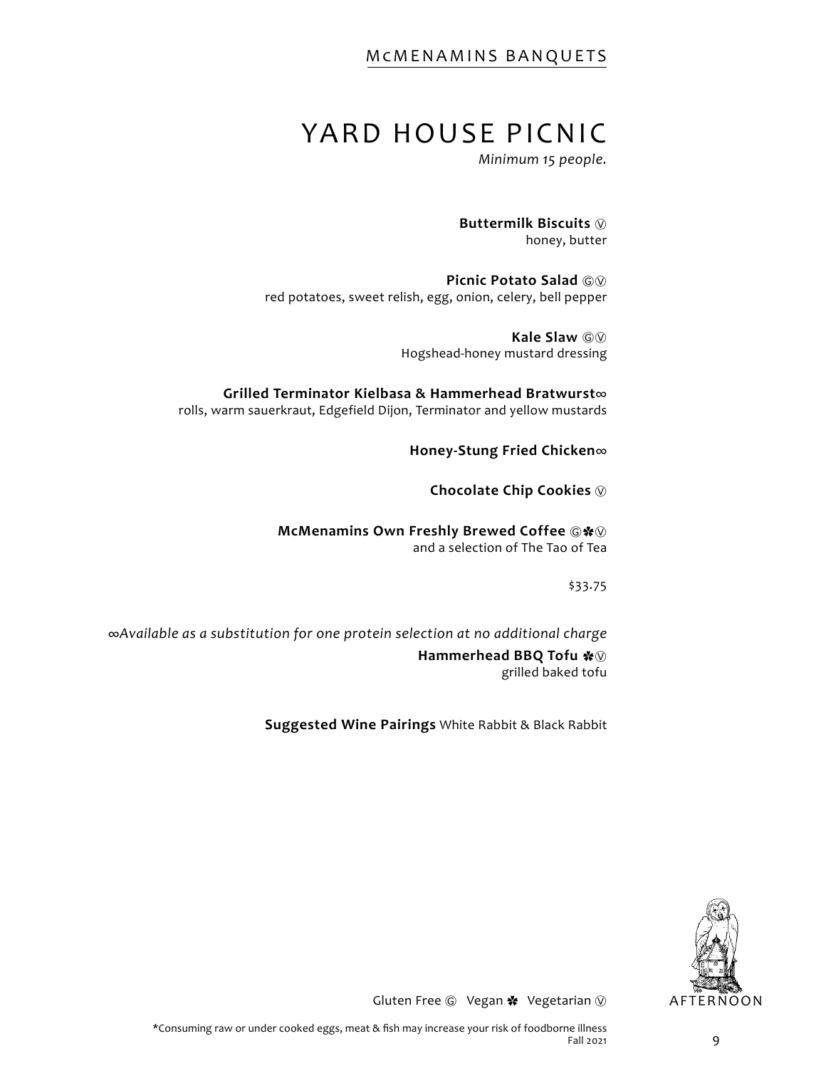# YARD HOUSE PICNIC

*Minimum 15 people.*

**Buttermilk Biscuits** Ⓥ
honey, butter

**Picnic Potato Salad** ⒼⓋ
red potatoes, sweet relish, egg, onion, celery, bell pepper

**Kale Slaw** ⒼⓋ
Hogshead-honey mustard dressing

**Grilled Terminator Kielbasa & Hammerhead Bratwurst∞**
rolls, warm sauerkraut, Edgefield Dijon, Terminator and yellow mustards

**Honey-Stung Fried Chicken∞**

**Chocolate Chip Cookies** Ⓥ

**McMenamins Own Freshly Brewed Coffee** Ⓖ✽Ⓥ
and a selection of The Tao of Tea

$33.75

*∞Available as a substitution for one protein selection at no additional charge*

**Hammerhead BBQ Tofu** ✽Ⓥ
grilled baked tofu

**Suggested Wine Pairings** White Rabbit & Black Rabbit

Gluten Free Ⓖ Vegan ✽ Vegetarian Ⓥ

AFTERNOON

*Consuming raw or under cooked eggs, meat & fish may increase your risk of foodborne illness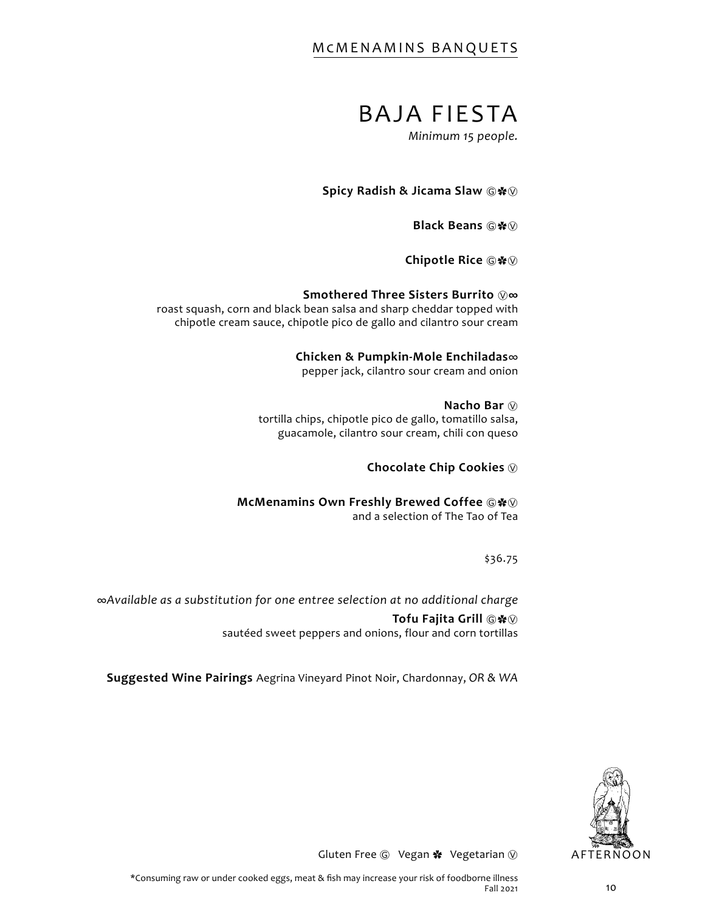# BAJA FIESTA

*Minimum 15 people.*

**Spicy Radish & Jicama Slaw** Ⓖ✽Ⓥ

**Black Beans** Ⓖ✽Ⓥ

**Chipotle Rice** Ⓖ✽Ⓥ

**Smothered Three Sisters Burrito** Ⓥ∞
roast squash, corn and black bean salsa and sharp cheddar topped with chipotle cream sauce, chipotle pico de gallo and cilantro sour cream

**Chicken & Pumpkin-Mole Enchiladas**∞
pepper jack, cilantro sour cream and onion

**Nacho Bar** Ⓥ
tortilla chips, chipotle pico de gallo, tomatillo salsa, guacamole, cilantro sour cream, chili con queso

**Chocolate Chip Cookies** Ⓥ

**McMenamins Own Freshly Brewed Coffee** Ⓖ✽Ⓥ
and a selection of The Tao of Tea

$36.75

∞*Available as a substitution for one entree selection at no additional charge*

**Tofu Fajita Grill** Ⓖ✽Ⓥ
sautéed sweet peppers and onions, flour and corn tortillas

**Suggested Wine Pairings** Aegrina Vineyard Pinot Noir, Chardonnay, *OR & WA*

AFTERNOON

Gluten Free Ⓖ Vegan ✽ Vegetarian Ⓥ

*Consuming raw or under cooked eggs, meat & fish may increase your risk of foodborne illness
Fall 2021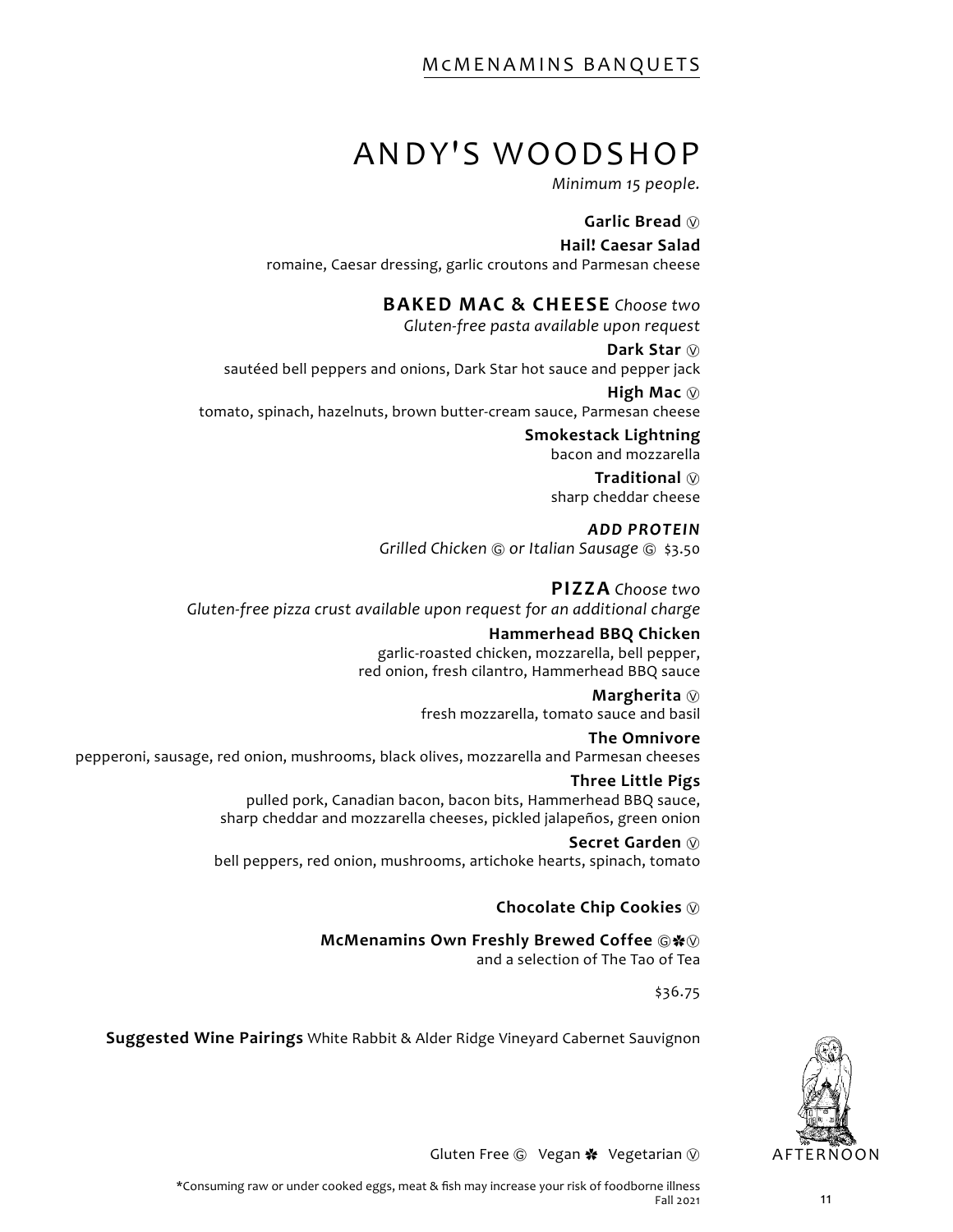# ANDY'S WOODSHOP

*Minimum 15 people.*

**Garlic Bread** Ⓥ

**Hail! Caesar Salad**
romaine, Caesar dressing, garlic croutons and Parmesan cheese

## BAKED MAC & CHEESE *Choose two*

*Gluten-free pasta available upon request*

**Dark Star** Ⓥ
sautéed bell peppers and onions, Dark Star hot sauce and pepper jack

**High Mac** Ⓥ
tomato, spinach, hazelnuts, brown butter-cream sauce, Parmesan cheese

**Smokestack Lightning**
bacon and mozzarella

**Traditional** Ⓥ
sharp cheddar cheese

***ADD PROTEIN***
*Grilled Chicken Ⓖ or Italian Sausage Ⓖ* $3.50

## PIZZA *Choose two*

*Gluten-free pizza crust available upon request for an additional charge*

**Hammerhead BBQ Chicken**
garlic-roasted chicken, mozzarella, bell pepper, red onion, fresh cilantro, Hammerhead BBQ sauce

**Margherita** Ⓥ
fresh mozzarella, tomato sauce and basil

**The Omnivore**
pepperoni, sausage, red onion, mushrooms, black olives, mozzarella and Parmesan cheeses

**Three Little Pigs**
pulled pork, Canadian bacon, bacon bits, Hammerhead BBQ sauce, sharp cheddar and mozzarella cheeses, pickled jalapeños, green onion

**Secret Garden** Ⓥ
bell peppers, red onion, mushrooms, artichoke hearts, spinach, tomato

**Chocolate Chip Cookies** Ⓥ

**McMenamins Own Freshly Brewed Coffee** Ⓖ✽Ⓥ
and a selection of The Tao of Tea

$36.75

**Suggested Wine Pairings** White Rabbit & Alder Ridge Vineyard Cabernet Sauvignon

AFTERNOON

Gluten Free Ⓖ Vegan ✽ Vegetarian Ⓥ

*Consuming raw or under cooked eggs, meat & fish may increase your risk of foodborne illness

Fall 2021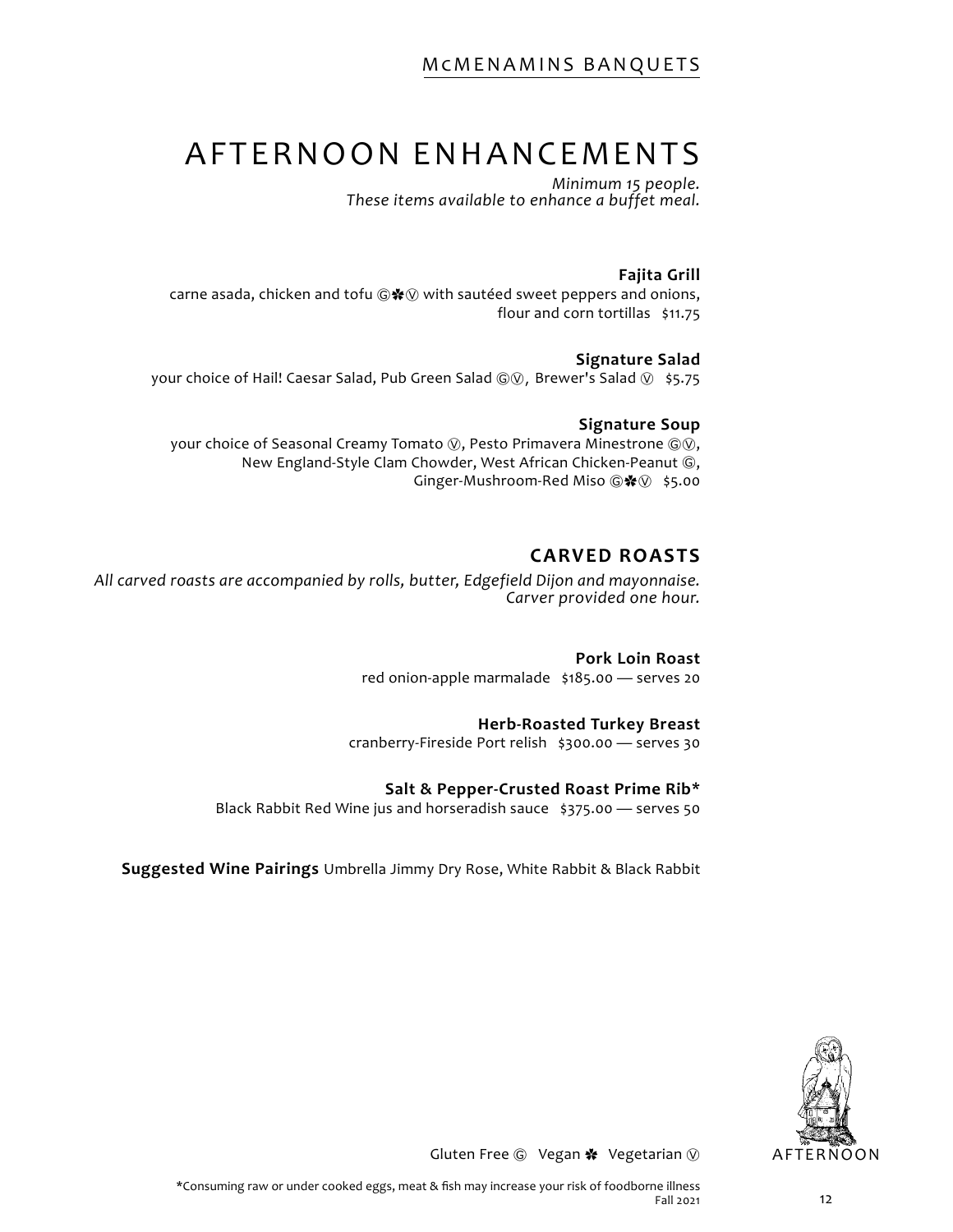# AFTERNOON ENHANCEMENTS

*Minimum 15 people.*
*These items available to enhance a buffet meal.*

**Fajita Grill**
carne asada, chicken and tofu Ⓖ✽Ⓥ with sautéed sweet peppers and onions, flour and corn tortillas $11.75

**Signature Salad**
your choice of Hail! Caesar Salad, Pub Green Salad ⒼⓋ, Brewer's Salad Ⓥ $5.75

**Signature Soup**
your choice of Seasonal Creamy Tomato Ⓥ, Pesto Primavera Minestrone ⒼⓋ, New England-Style Clam Chowder, West African Chicken-Peanut Ⓖ, Ginger-Mushroom-Red Miso Ⓖ✽Ⓥ $5.00

## CARVED ROASTS

*All carved roasts are accompanied by rolls, butter, Edgefield Dijon and mayonnaise.*
*Carver provided one hour.*

**Pork Loin Roast**
red onion-apple marmalade $185.00 — serves 20

**Herb-Roasted Turkey Breast**
cranberry-Fireside Port relish $300.00 — serves 30

**Salt & Pepper-Crusted Roast Prime Rib***
Black Rabbit Red Wine jus and horseradish sauce $375.00 — serves 50

**Suggested Wine Pairings** Umbrella Jimmy Dry Rose, White Rabbit & Black Rabbit

Gluten Free Ⓖ Vegan ✽ Vegetarian Ⓥ

*Consuming raw or under cooked eggs, meat & fish may increase your risk of foodborne illness

Fall 2021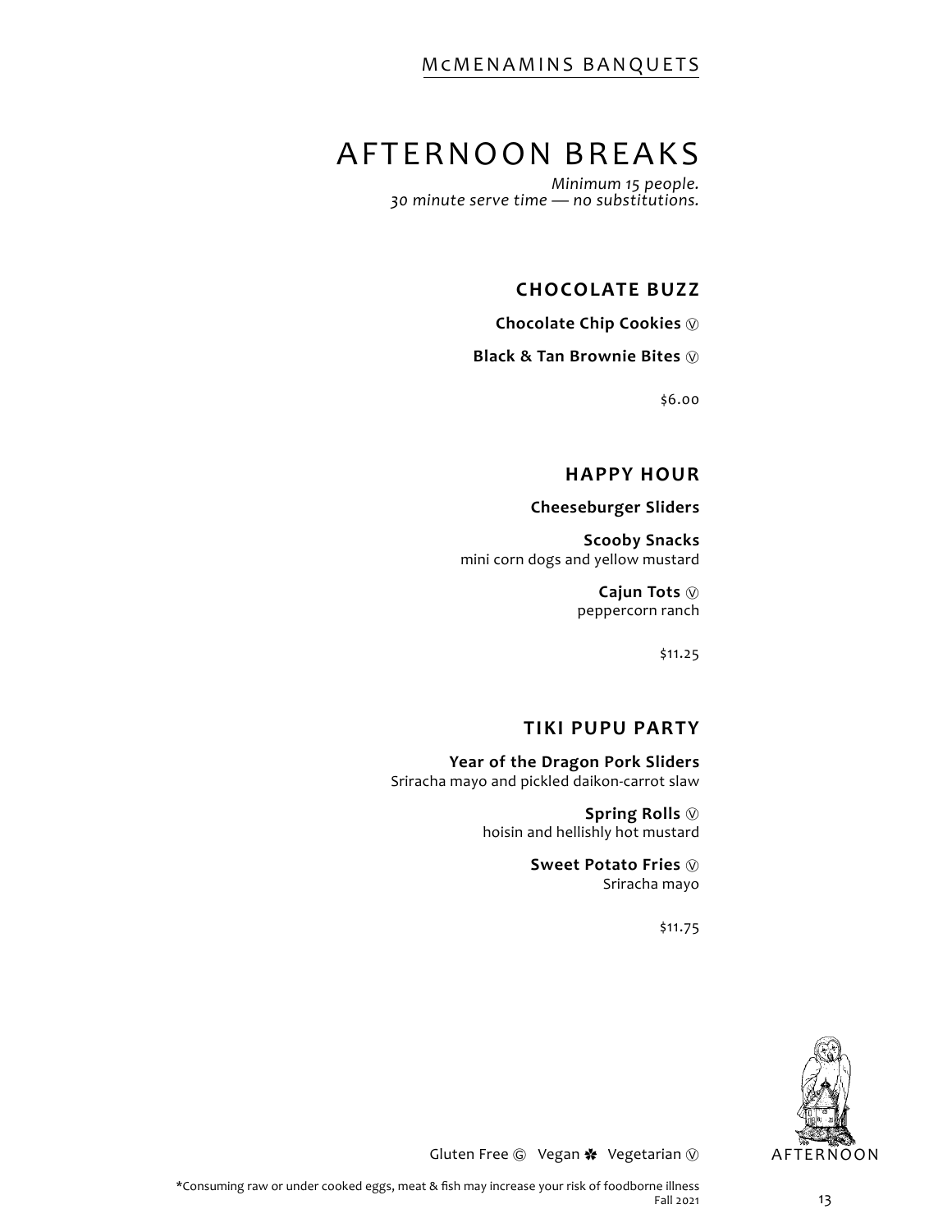# AFTERNOON BREAKS

*Minimum 15 people.*
*30 minute serve time — no substitutions.*

## CHOCOLATE BUZZ

**Chocolate Chip Cookies** Ⓥ

**Black & Tan Brownie Bites** Ⓥ

$6.00

## HAPPY HOUR

**Cheeseburger Sliders**

**Scooby Snacks**
mini corn dogs and yellow mustard

**Cajun Tots** Ⓥ
peppercorn ranch

$11.25

## TIKI PUPU PARTY

**Year of the Dragon Pork Sliders**
Sriracha mayo and pickled daikon-carrot slaw

**Spring Rolls** Ⓥ
hoisin and hellishly hot mustard

**Sweet Potato Fries** Ⓥ
Sriracha mayo

$11.75

Gluten Free Ⓖ Vegan ✽ Vegetarian Ⓥ

AFTERNOON

*Consuming raw or under cooked eggs, meat & fish may increase your risk of foodborne illness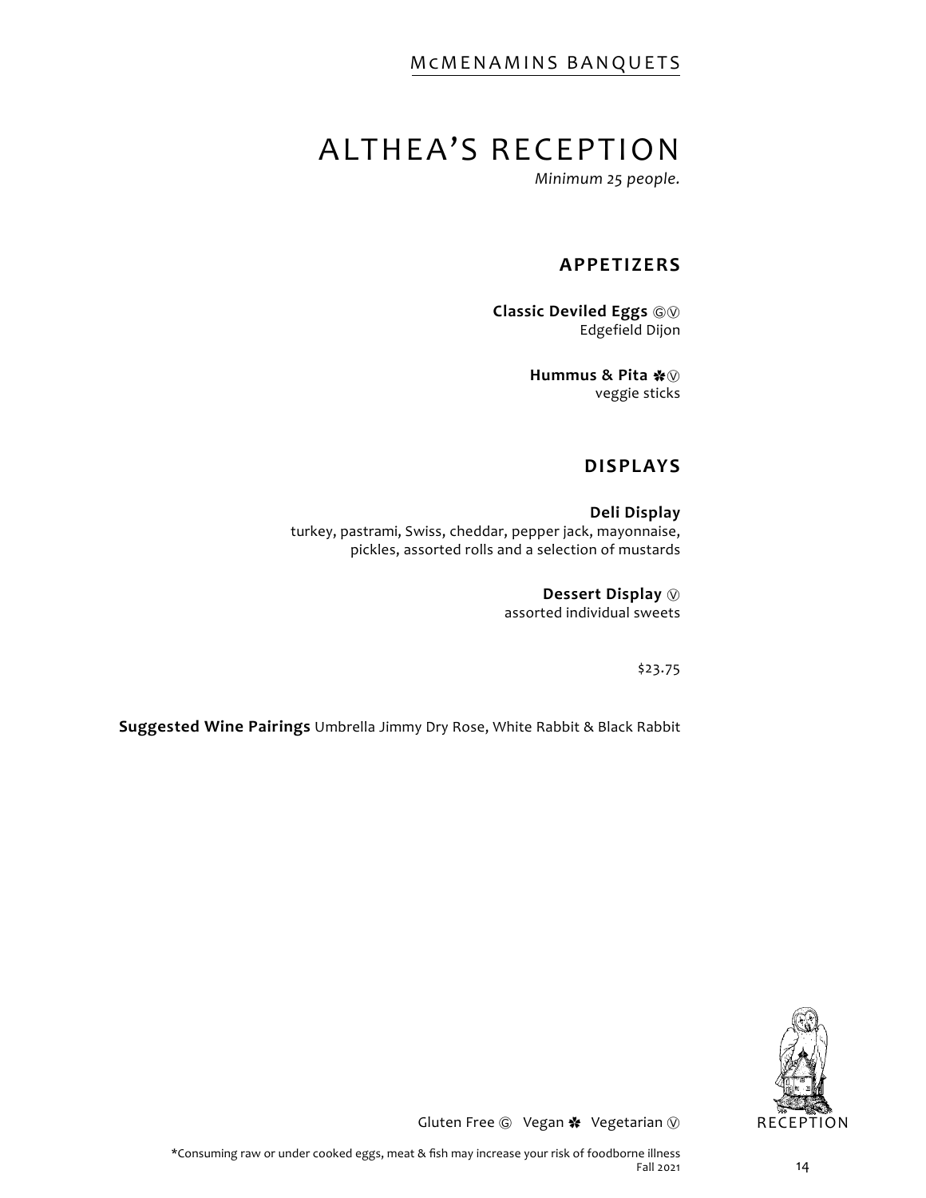// ALTHEA'S RECEPTION

*Minimum 25 people.*

## APPETIZERS

**Classic Deviled Eggs** Ⓖ Ⓥ
Edgefield Dijon

**Hummus & Pita** ✽ Ⓥ
veggie sticks

## DISPLAYS

**Deli Display**
turkey, pastrami, Swiss, cheddar, pepper jack, mayonnaise, pickles, assorted rolls and a selection of mustards

**Dessert Display** Ⓥ
assorted individual sweets

$23.75

**Suggested Wine Pairings** Umbrella Jimmy Dry Rose, White Rabbit & Black Rabbit

Gluten Free Ⓖ Vegan ✽ Vegetarian Ⓥ

RECEPTION

*Consuming raw or under cooked eggs, meat & fish may increase your risk of foodborne illness

Fall 2021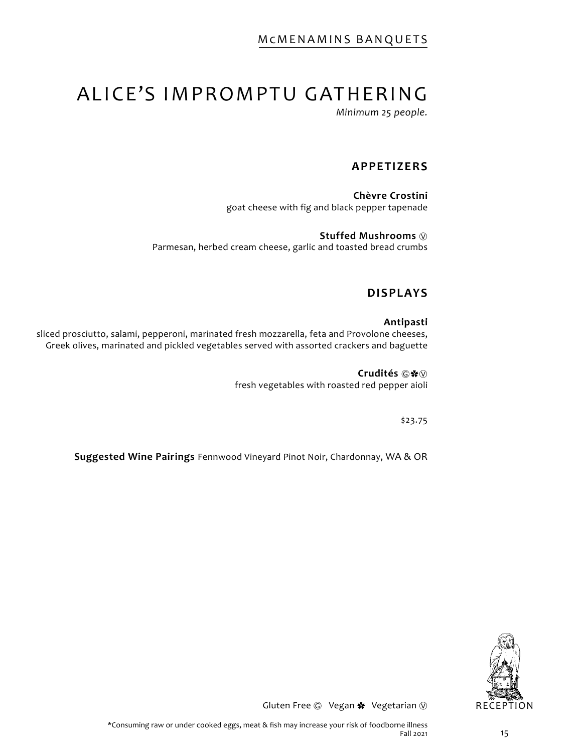# ALICE'S IMPROMPTU GATHERING

*Minimum 25 people.*

## APPETIZERS

**Chèvre Crostini**
goat cheese with fig and black pepper tapenade

**Stuffed Mushrooms** Ⓥ
Parmesan, herbed cream cheese, garlic and toasted bread crumbs

## DISPLAYS

**Antipasti**
sliced prosciutto, salami, pepperoni, marinated fresh mozzarella, feta and Provolone cheeses, Greek olives, marinated and pickled vegetables served with assorted crackers and baguette

**Crudités** Ⓖ✽Ⓥ
fresh vegetables with roasted red pepper aioli

$23.75

**Suggested Wine Pairings** Fennwood Vineyard Pinot Noir, Chardonnay, WA & OR

Gluten Free Ⓖ Vegan ✽ Vegetarian Ⓥ

RECEPTION

*Consuming raw or under cooked eggs, meat & fish may increase your risk of foodborne illness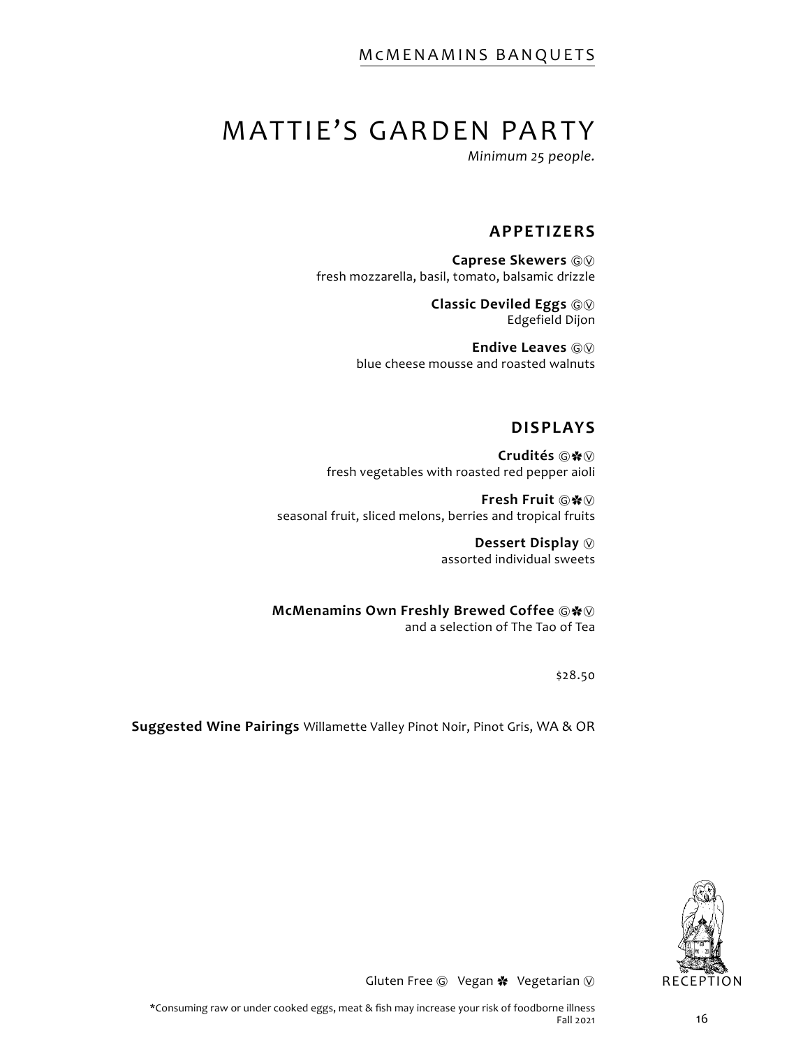# MATTIE'S GARDEN PARTY

*Minimum 25 people.*

## APPETIZERS

**Caprese Skewers** Ⓖⓥ
fresh mozzarella, basil, tomato, balsamic drizzle

**Classic Deviled Eggs** Ⓖⓥ
Edgefield Dijon

**Endive Leaves** Ⓖⓥ
blue cheese mousse and roasted walnuts

## DISPLAYS

**Crudités** Ⓖ✽ⓥ
fresh vegetables with roasted red pepper aioli

**Fresh Fruit** Ⓖ✽ⓥ
seasonal fruit, sliced melons, berries and tropical fruits

**Dessert Display** ⓥ
assorted individual sweets

**McMenamins Own Freshly Brewed Coffee** Ⓖ✽ⓥ
and a selection of The Tao of Tea

$28.50

**Suggested Wine Pairings** Willamette Valley Pinot Noir, Pinot Gris, WA & OR

RECEPTION

Gluten Free Ⓖ Vegan ✽ Vegetarian ⓥ

*Consuming raw or under cooked eggs, meat & fish may increase your risk of foodborne illness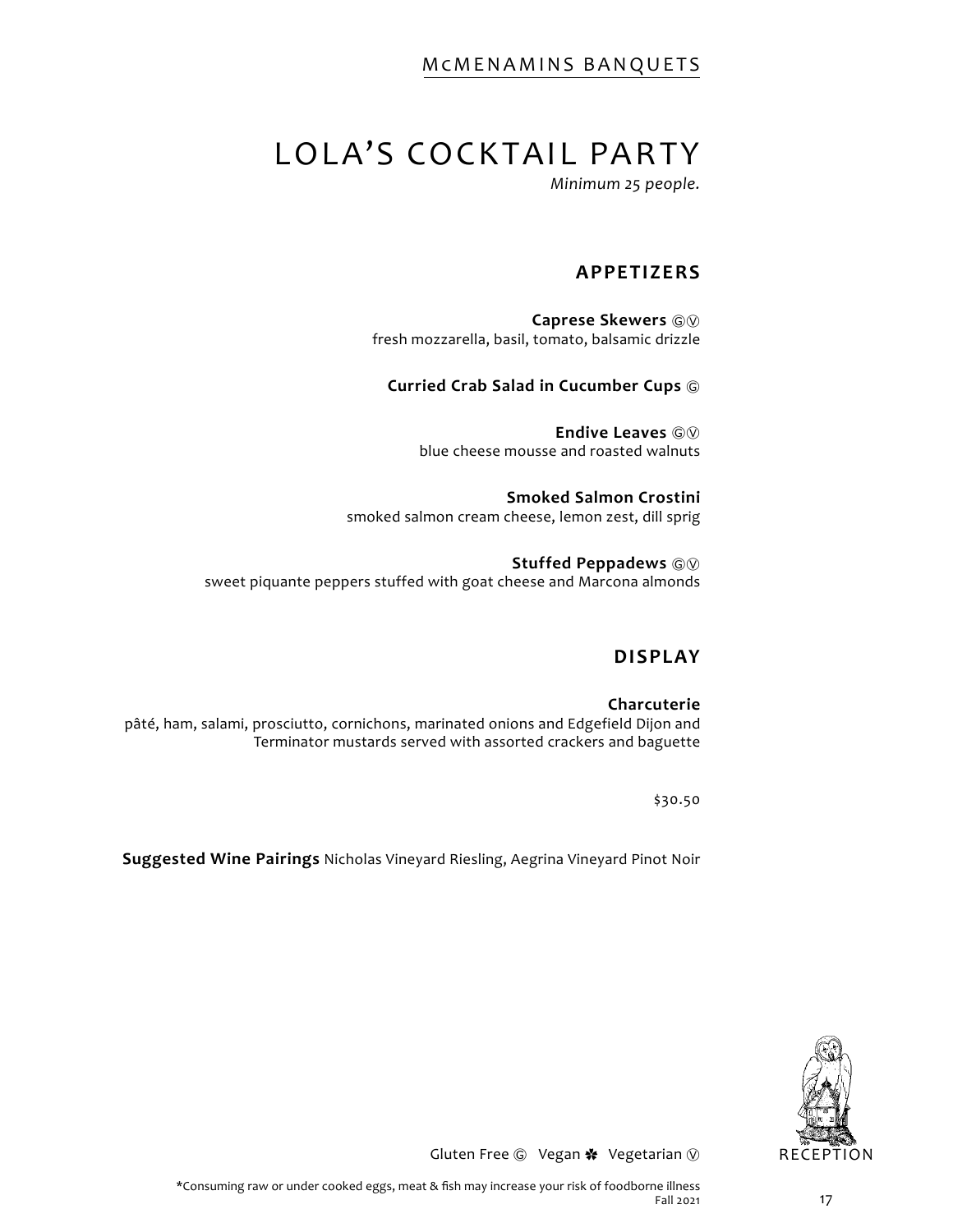# LOLA'S COCKTAIL PARTY

*Minimum 25 people.*

## APPETIZERS

**Caprese Skewers** Ⓖ Ⓥ
fresh mozzarella, basil, tomato, balsamic drizzle

**Curried Crab Salad in Cucumber Cups** Ⓖ

**Endive Leaves** Ⓖ Ⓥ
blue cheese mousse and roasted walnuts

**Smoked Salmon Crostini**
smoked salmon cream cheese, lemon zest, dill sprig

**Stuffed Peppadews** Ⓖ Ⓥ
sweet piquante peppers stuffed with goat cheese and Marcona almonds

## DISPLAY

**Charcuterie**
pâté, ham, salami, prosciutto, cornichons, marinated onions and Edgefield Dijon and Terminator mustards served with assorted crackers and baguette

$30.50

**Suggested Wine Pairings** Nicholas Vineyard Riesling, Aegrina Vineyard Pinot Noir

Gluten Free Ⓖ Vegan ✽ Vegetarian Ⓥ

RECEPTION

*Consuming raw or under cooked eggs, meat & fish may increase your risk of foodborne illness

Fall 2021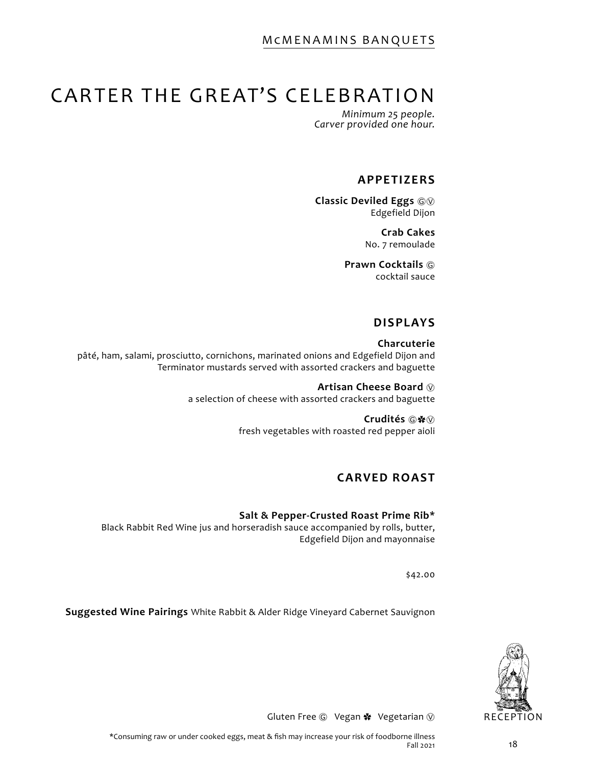# CARTER THE GREAT'S CELEBRATION

*Minimum 25 people.*
*Carver provided one hour.*

## APPETIZERS

**Classic Deviled Eggs** Ⓖ Ⓥ
Edgefield Dijon

**Crab Cakes**
No. 7 remoulade

**Prawn Cocktails** Ⓖ
cocktail sauce

## DISPLAYS

**Charcuterie**
pâté, ham, salami, prosciutto, cornichons, marinated onions and Edgefield Dijon and Terminator mustards served with assorted crackers and baguette

**Artisan Cheese Board** Ⓥ
a selection of cheese with assorted crackers and baguette

**Crudités** Ⓖ ✽ Ⓥ
fresh vegetables with roasted red pepper aioli

## CARVED ROAST

**Salt & Pepper-Crusted Roast Prime Rib***
Black Rabbit Red Wine jus and horseradish sauce accompanied by rolls, butter, Edgefield Dijon and mayonnaise

$42.00

**Suggested Wine Pairings** White Rabbit & Alder Ridge Vineyard Cabernet Sauvignon

Gluten Free Ⓖ Vegan ✽ Vegetarian Ⓥ

*Consuming raw or under cooked eggs, meat & fish may increase your risk of foodborne illness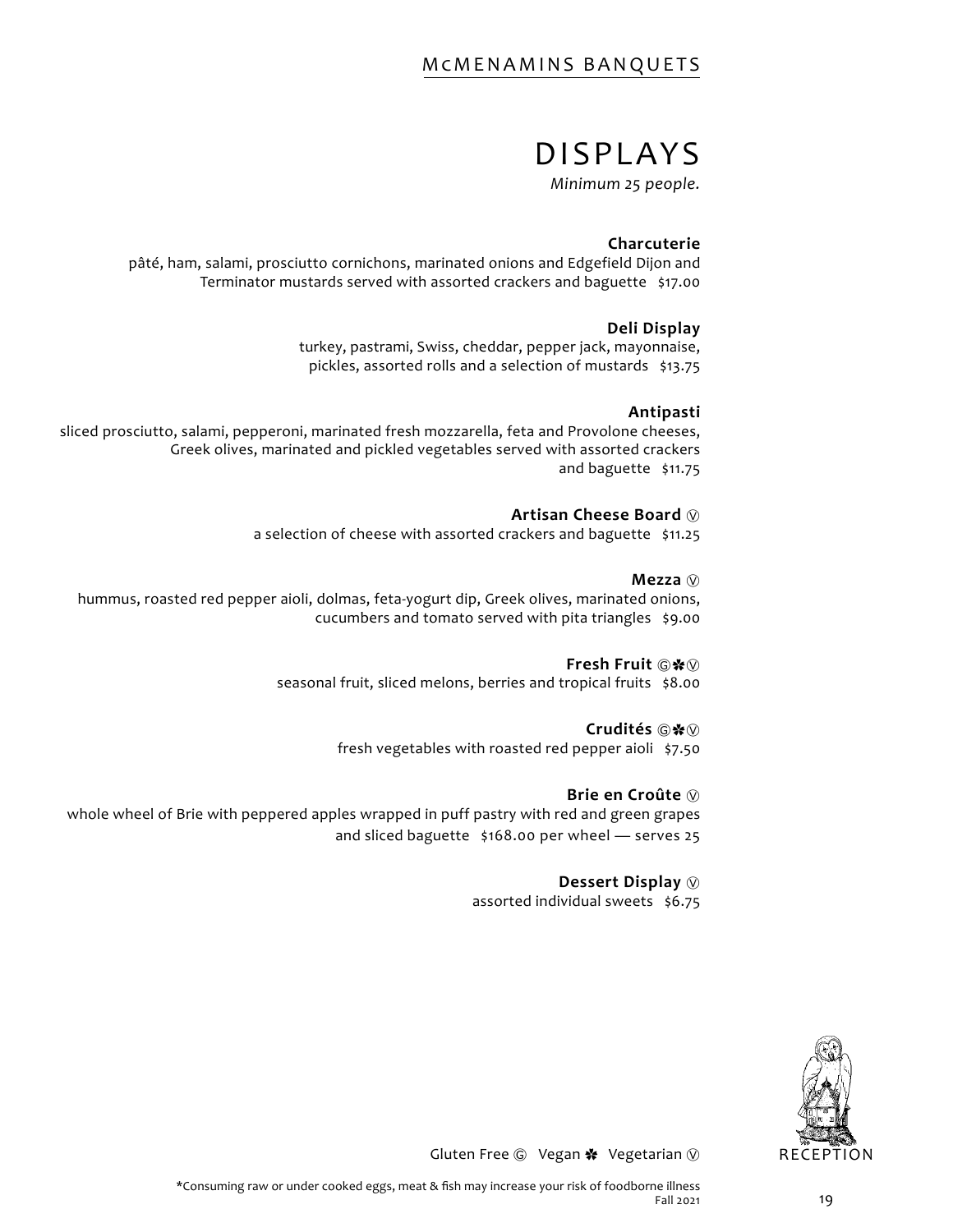# DISPLAYS

*Minimum 25 people.*

**Charcuterie**
pâté, ham, salami, prosciutto cornichons, marinated onions and Edgefield Dijon and Terminator mustards served with assorted crackers and baguette $17.00

**Deli Display**
turkey, pastrami, Swiss, cheddar, pepper jack, mayonnaise, pickles, assorted rolls and a selection of mustards $13.75

**Antipasti**
sliced prosciutto, salami, pepperoni, marinated fresh mozzarella, feta and Provolone cheeses, Greek olives, marinated and pickled vegetables served with assorted crackers and baguette $11.75

**Artisan Cheese Board** Ⓥ
a selection of cheese with assorted crackers and baguette $11.25

**Mezza** Ⓥ
hummus, roasted red pepper aioli, dolmas, feta-yogurt dip, Greek olives, marinated onions, cucumbers and tomato served with pita triangles $9.00

**Fresh Fruit** Ⓖ✽Ⓥ
seasonal fruit, sliced melons, berries and tropical fruits $8.00

**Crudités** Ⓖ✽Ⓥ
fresh vegetables with roasted red pepper aioli $7.50

**Brie en Croûte** Ⓥ
whole wheel of Brie with peppered apples wrapped in puff pastry with red and green grapes and sliced baguette $168.00 per wheel — serves 25

**Dessert Display** Ⓥ
assorted individual sweets $6.75

Gluten Free Ⓖ Vegan ✽ Vegetarian Ⓥ

RECEPTION

*Consuming raw or under cooked eggs, meat & fish may increase your risk of foodborne illness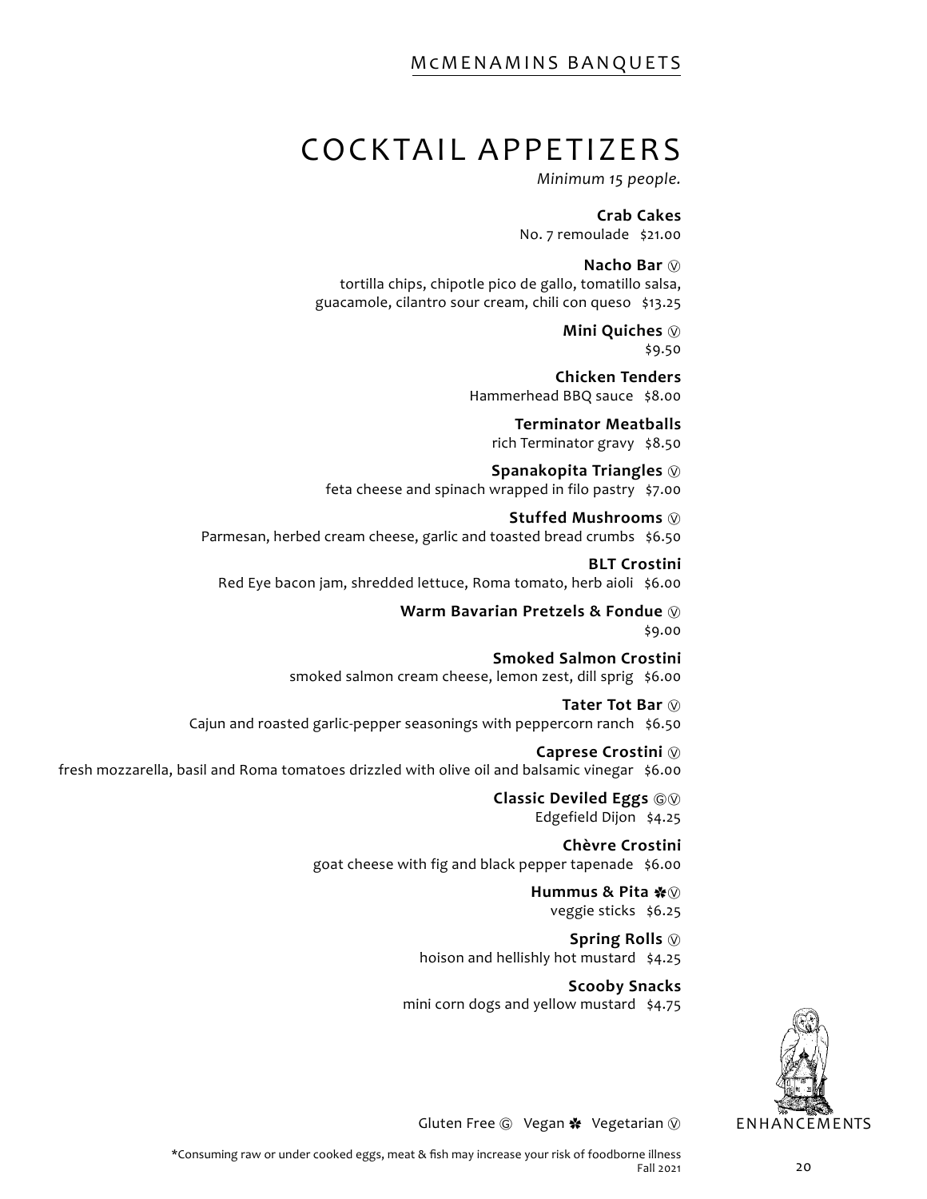# COCKTAIL APPETIZERS

*Minimum 15 people.*

**Crab Cakes**
No. 7 remoulade $21.00

**Nacho Bar** Ⓥ
tortilla chips, chipotle pico de gallo, tomatillo salsa, guacamole, cilantro sour cream, chili con queso $13.25

**Mini Quiches** Ⓥ
$9.50

**Chicken Tenders**
Hammerhead BBQ sauce $8.00

**Terminator Meatballs**
rich Terminator gravy $8.50

**Spanakopita Triangles** Ⓥ
feta cheese and spinach wrapped in filo pastry $7.00

**Stuffed Mushrooms** Ⓥ
Parmesan, herbed cream cheese, garlic and toasted bread crumbs $6.50

**BLT Crostini**
Red Eye bacon jam, shredded lettuce, Roma tomato, herb aioli $6.00

**Warm Bavarian Pretzels & Fondue** Ⓥ
$9.00

**Smoked Salmon Crostini**
smoked salmon cream cheese, lemon zest, dill sprig $6.00

**Tater Tot Bar** Ⓥ
Cajun and roasted garlic-pepper seasonings with peppercorn ranch $6.50

**Caprese Crostini** Ⓥ
fresh mozzarella, basil and Roma tomatoes drizzled with olive oil and balsamic vinegar $6.00

**Classic Deviled Eggs** ⒼⓋ
Edgefield Dijon $4.25

**Chèvre Crostini**
goat cheese with fig and black pepper tapenade $6.00

**Hummus & Pita** ✽Ⓥ
veggie sticks $6.25

**Spring Rolls** Ⓥ
hoison and hellishly hot mustard $4.25

**Scooby Snacks**
mini corn dogs and yellow mustard $4.75

Gluten Free Ⓖ Vegan ✽ Vegetarian Ⓥ

ENHANCEMENTS

*Consuming raw or under cooked eggs, meat & fish may increase your risk of foodborne illness

Fall 2021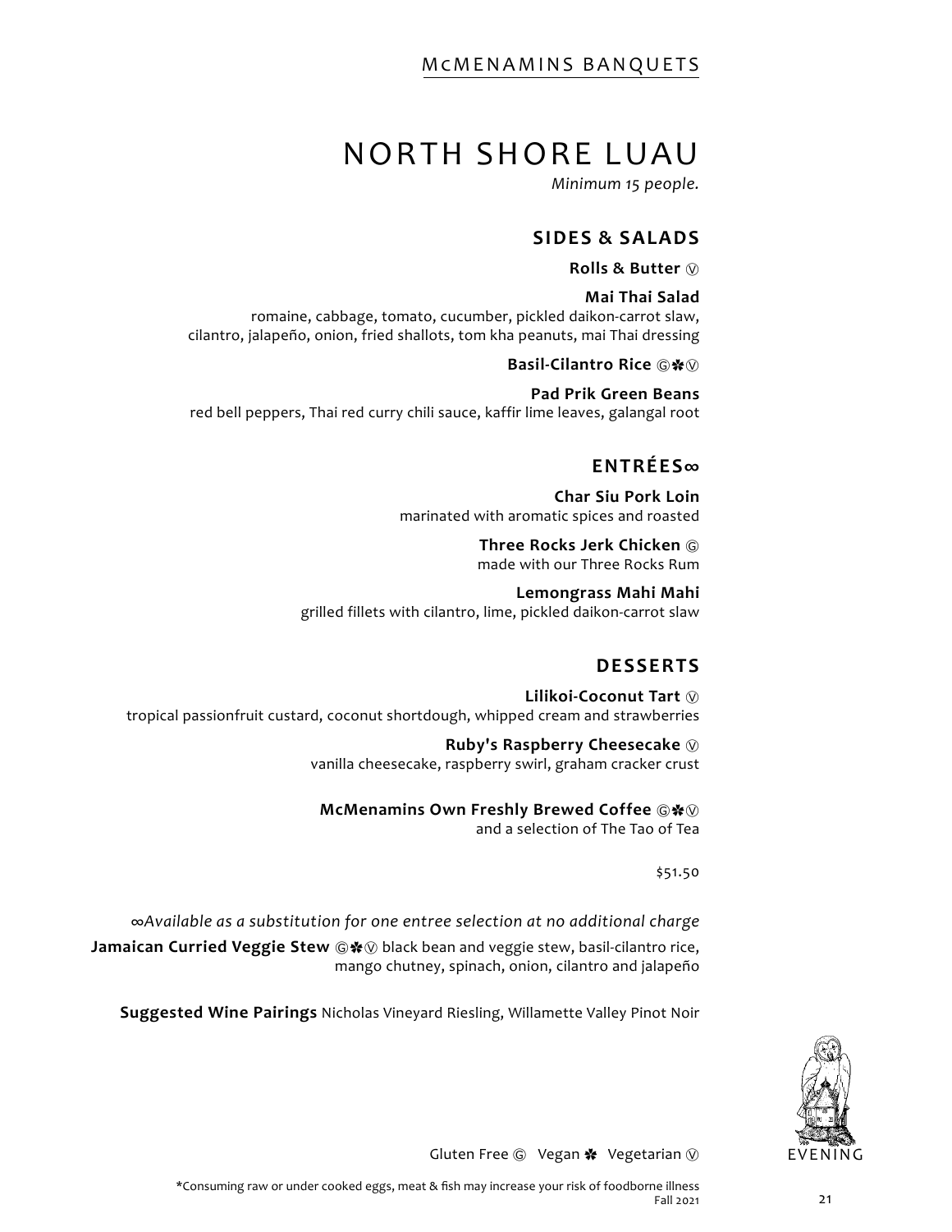# NORTH SHORE LUAU

*Minimum 15 people.*

## SIDES & SALADS

**Rolls & Butter** Ⓥ

**Mai Thai Salad**
romaine, cabbage, tomato, cucumber, pickled daikon-carrot slaw, cilantro, jalapeño, onion, fried shallots, tom kha peanuts, mai Thai dressing

**Basil-Cilantro Rice** Ⓖ✽Ⓥ

**Pad Prik Green Beans**
red bell peppers, Thai red curry chili sauce, kaffir lime leaves, galangal root

## ENTRÉES∞

**Char Siu Pork Loin**
marinated with aromatic spices and roasted

**Three Rocks Jerk Chicken** Ⓖ
made with our Three Rocks Rum

**Lemongrass Mahi Mahi**
grilled fillets with cilantro, lime, pickled daikon-carrot slaw

## DESSERTS

**Lilikoi-Coconut Tart** Ⓥ
tropical passionfruit custard, coconut shortdough, whipped cream and strawberries

**Ruby's Raspberry Cheesecake** Ⓥ
vanilla cheesecake, raspberry swirl, graham cracker crust

**McMenamins Own Freshly Brewed Coffee** Ⓖ✽Ⓥ
and a selection of The Tao of Tea

$51.50

*∞Available as a substitution for one entree selection at no additional charge*

**Jamaican Curried Veggie Stew** Ⓖ✽Ⓥ black bean and veggie stew, basil-cilantro rice, mango chutney, spinach, onion, cilantro and jalapeño

**Suggested Wine Pairings** Nicholas Vineyard Riesling, Willamette Valley Pinot Noir

Gluten Free Ⓖ Vegan ✽ Vegetarian Ⓥ

EVENING

*Consuming raw or under cooked eggs, meat & fish may increase your risk of foodborne illness

Fall 2021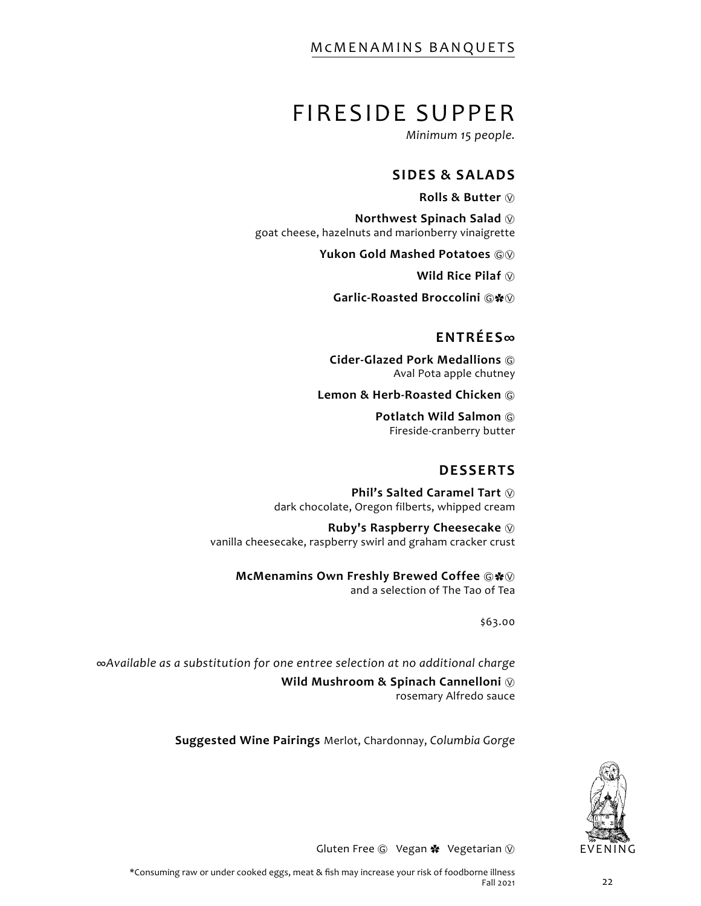# FIRESIDE SUPPER

*Minimum 15 people.*

## SIDES & SALADS

**Rolls & Butter** Ⓥ

**Northwest Spinach Salad** Ⓥ
goat cheese, hazelnuts and marionberry vinaigrette

**Yukon Gold Mashed Potatoes** ⒼⓋ

**Wild Rice Pilaf** Ⓥ

**Garlic-Roasted Broccolini** Ⓖ✽Ⓥ

## ENTRÉES∞

**Cider-Glazed Pork Medallions** Ⓖ
Aval Pota apple chutney

**Lemon & Herb-Roasted Chicken** Ⓖ

**Potlatch Wild Salmon** Ⓖ
Fireside-cranberry butter

## DESSERTS

**Phil's Salted Caramel Tart** Ⓥ
dark chocolate, Oregon filberts, whipped cream

**Ruby's Raspberry Cheesecake** Ⓥ
vanilla cheesecake, raspberry swirl and graham cracker crust

**McMenamins Own Freshly Brewed Coffee** Ⓖ✽Ⓥ
and a selection of The Tao of Tea

$63.00

*∞Available as a substitution for one entree selection at no additional charge*

**Wild Mushroom & Spinach Cannelloni** Ⓥ
rosemary Alfredo sauce

**Suggested Wine Pairings** Merlot, Chardonnay, *Columbia Gorge*

EVENING

Gluten Free Ⓖ Vegan ✽ Vegetarian Ⓥ

*Consuming raw or under cooked eggs, meat & fish may increase your risk of foodborne illness

Fall 2021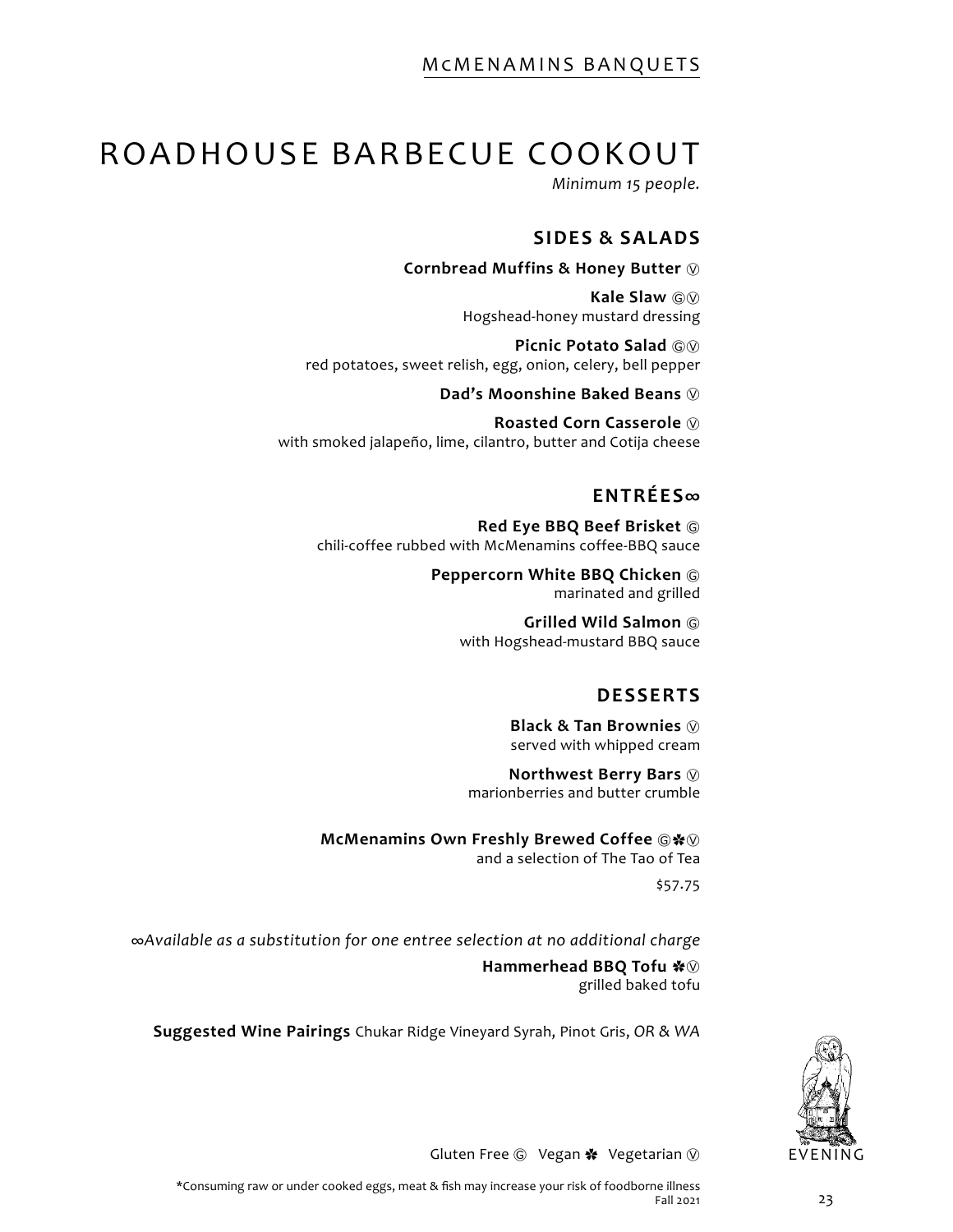# ROADHOUSE BARBECUE COOKOUT

*Minimum 15 people.*

## SIDES & SALADS

**Cornbread Muffins & Honey Butter** Ⓥ

**Kale Slaw** ⒼⓋ
Hogshead-honey mustard dressing

**Picnic Potato Salad** ⒼⓋ
red potatoes, sweet relish, egg, onion, celery, bell pepper

**Dad's Moonshine Baked Beans** Ⓥ

**Roasted Corn Casserole** Ⓥ
with smoked jalapeño, lime, cilantro, butter and Cotija cheese

## ENTRÉES∞

**Red Eye BBQ Beef Brisket** Ⓖ
chili-coffee rubbed with McMenamins coffee-BBQ sauce

**Peppercorn White BBQ Chicken** Ⓖ
marinated and grilled

**Grilled Wild Salmon** Ⓖ
with Hogshead-mustard BBQ sauce

## DESSERTS

**Black & Tan Brownies** Ⓥ
served with whipped cream

**Northwest Berry Bars** Ⓥ
marionberries and butter crumble

**McMenamins Own Freshly Brewed Coffee** Ⓖ✽Ⓥ
and a selection of The Tao of Tea

$57.75

*∞Available as a substitution for one entree selection at no additional charge*

**Hammerhead BBQ Tofu** ✽Ⓥ
grilled baked tofu

**Suggested Wine Pairings** Chukar Ridge Vineyard Syrah, Pinot Gris, *OR & WA*

EVENING

Gluten Free Ⓖ Vegan ✽ Vegetarian Ⓥ

*Consuming raw or under cooked eggs, meat & fish may increase your risk of foodborne illness

Fall 2021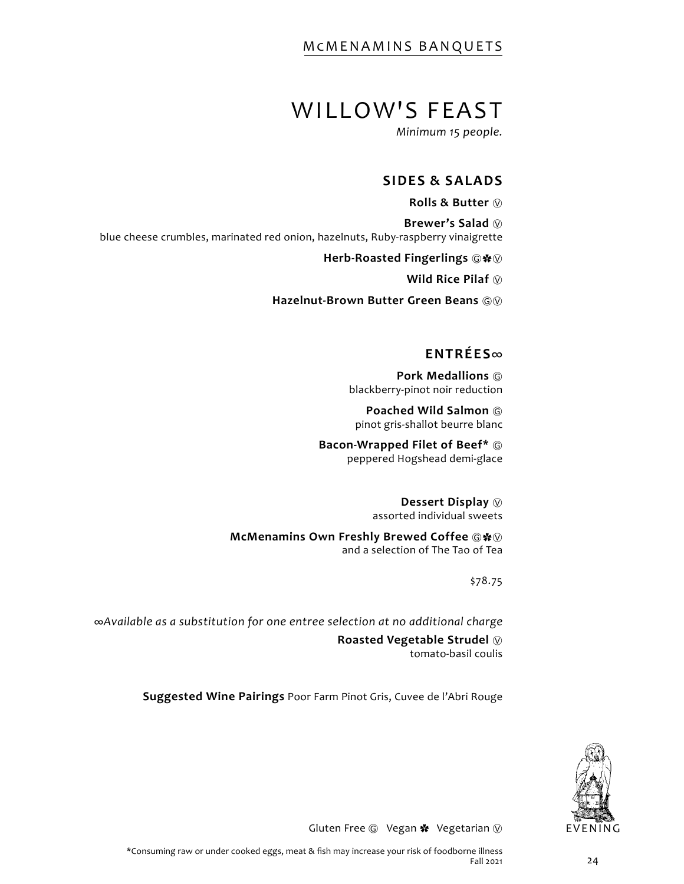# WILLOW'S FEAST

*Minimum 15 people.*

## SIDES & SALADS

**Rolls & Butter** Ⓥ

**Brewer's Salad** Ⓥ
blue cheese crumbles, marinated red onion, hazelnuts, Ruby-raspberry vinaigrette

**Herb-Roasted Fingerlings** Ⓖ✽Ⓥ

**Wild Rice Pilaf** Ⓥ

**Hazelnut-Brown Butter Green Beans** ⒼⓋ

## ENTRÉES∞

**Pork Medallions** Ⓖ
blackberry-pinot noir reduction

**Poached Wild Salmon** Ⓖ
pinot gris-shallot beurre blanc

**Bacon-Wrapped Filet of Beef*** Ⓖ
peppered Hogshead demi-glace

**Dessert Display** Ⓥ
assorted individual sweets

**McMenamins Own Freshly Brewed Coffee** Ⓖ✽Ⓥ
and a selection of The Tao of Tea

$78.75

∞*Available as a substitution for one entree selection at no additional charge*

**Roasted Vegetable Strudel** Ⓥ
tomato-basil coulis

**Suggested Wine Pairings** Poor Farm Pinot Gris, Cuvee de l'Abri Rouge

EVENING

Gluten Free Ⓖ Vegan ✽ Vegetarian Ⓥ

*Consuming raw or under cooked eggs, meat & fish may increase your risk of foodborne illness

Fall 2021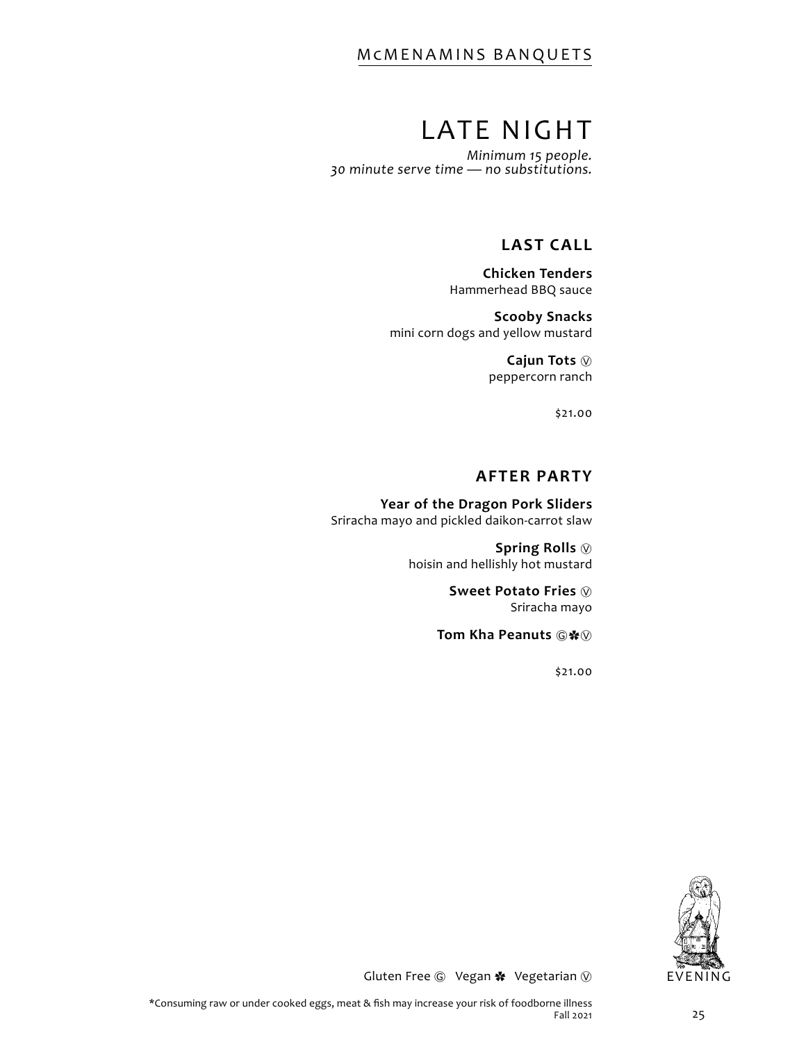# LATE NIGHT

*Minimum 15 people.*
*30 minute serve time — no substitutions.*

## LAST CALL

**Chicken Tenders**
Hammerhead BBQ sauce

**Scooby Snacks**
mini corn dogs and yellow mustard

**Cajun Tots** Ⓥ
peppercorn ranch

$21.00

## AFTER PARTY

**Year of the Dragon Pork Sliders**
Sriracha mayo and pickled daikon-carrot slaw

**Spring Rolls** Ⓥ
hoisin and hellishly hot mustard

**Sweet Potato Fries** Ⓥ
Sriracha mayo

**Tom Kha Peanuts** Ⓖ✽Ⓥ

$21.00

Gluten Free Ⓖ Vegan ✽ Vegetarian Ⓥ

EVENING

*Consuming raw or under cooked eggs, meat & fish may increase your risk of foodborne illness
Fall 2021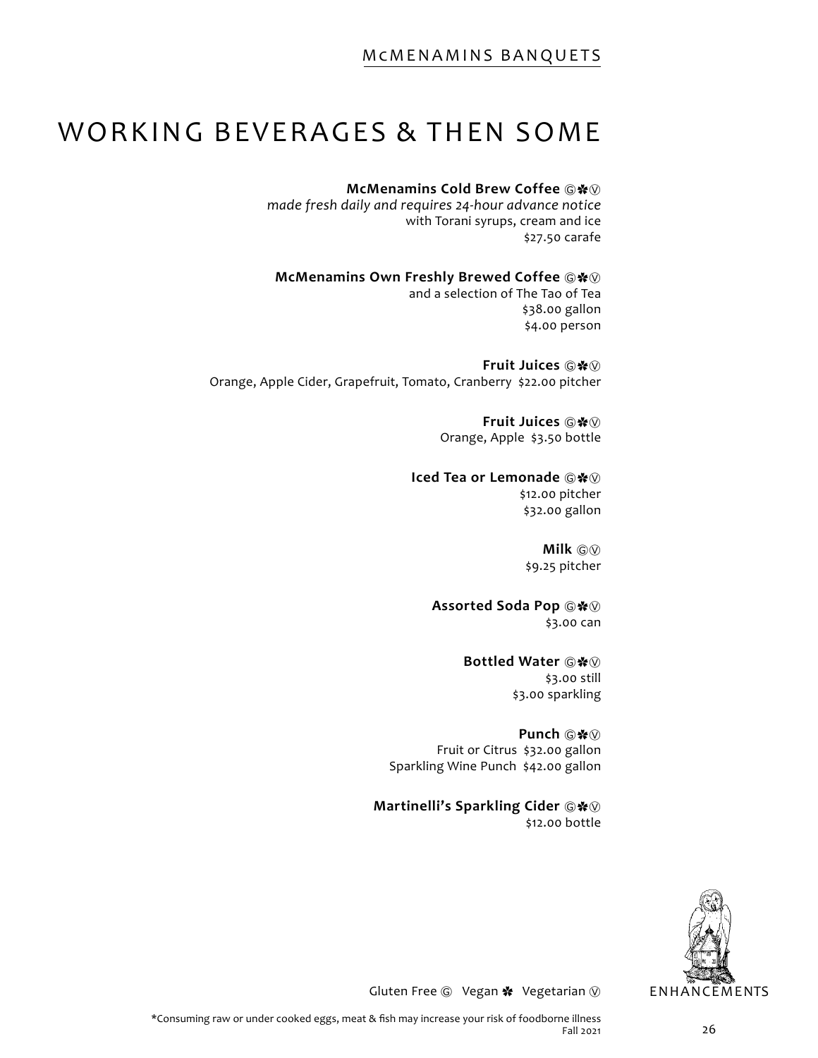# WORKING BEVERAGES & THEN SOME

**McMenamins Cold Brew Coffee** Ⓖ✽Ⓥ
*made fresh daily and requires 24-hour advance notice*
with Torani syrups, cream and ice
$27.50 carafe

**McMenamins Own Freshly Brewed Coffee** Ⓖ✽Ⓥ
and a selection of The Tao of Tea
$38.00 gallon
$4.00 person

**Fruit Juices** Ⓖ✽Ⓥ
Orange, Apple Cider, Grapefruit, Tomato, Cranberry $22.00 pitcher

**Fruit Juices** Ⓖ✽Ⓥ
Orange, Apple $3.50 bottle

**Iced Tea or Lemonade** Ⓖ✽Ⓥ
$12.00 pitcher
$32.00 gallon

**Milk** ⒼⓋ
$9.25 pitcher

**Assorted Soda Pop** Ⓖ✽Ⓥ
$3.00 can

**Bottled Water** Ⓖ✽Ⓥ
$3.00 still
$3.00 sparkling

**Punch** Ⓖ✽Ⓥ
Fruit or Citrus $32.00 gallon
Sparkling Wine Punch $42.00 gallon

**Martinelli's Sparkling Cider** Ⓖ✽Ⓥ
$12.00 bottle

Gluten Free Ⓖ Vegan ✽ Vegetarian Ⓥ

ENHANCEMENTS

*Consuming raw or under cooked eggs, meat & fish may increase your risk of foodborne illness
Fall 2021